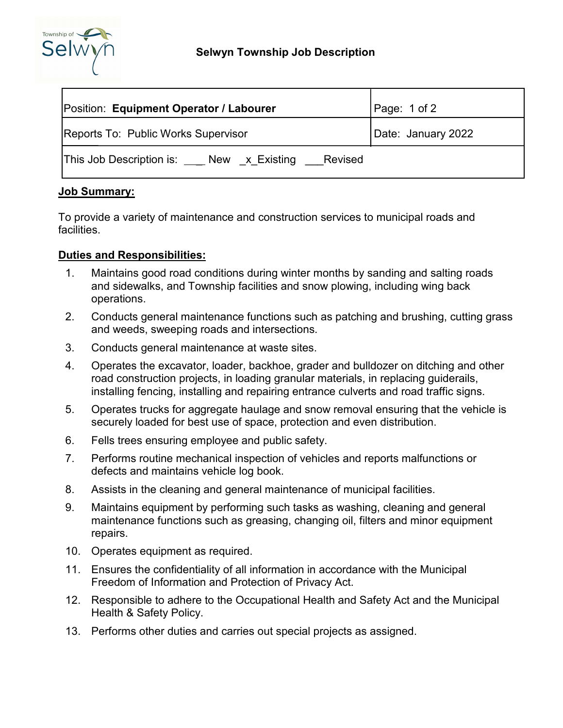Township of Selwyn

# Selwyn Township Job Description

| | |
|---|---|
| Position: **Equipment Operator / Labourer** | Page: 1 of 2 |
| Reports To: Public Works Supervisor | Date: January 2022 |
| This Job Description is: ____ New _x_Existing ___Revised | |

**Job Summary:**

To provide a variety of maintenance and construction services to municipal roads and facilities.

**Duties and Responsibilities:**

1. Maintains good road conditions during winter months by sanding and salting roads and sidewalks, and Township facilities and snow plowing, including wing back operations.
2. Conducts general maintenance functions such as patching and brushing, cutting grass and weeds, sweeping roads and intersections.
3. Conducts general maintenance at waste sites.
4. Operates the excavator, loader, backhoe, grader and bulldozer on ditching and other road construction projects, in loading granular materials, in replacing guiderails, installing fencing, installing and repairing entrance culverts and road traffic signs.
5. Operates trucks for aggregate haulage and snow removal ensuring that the vehicle is securely loaded for best use of space, protection and even distribution.
6. Fells trees ensuring employee and public safety.
7. Performs routine mechanical inspection of vehicles and reports malfunctions or defects and maintains vehicle log book.
8. Assists in the cleaning and general maintenance of municipal facilities.
9. Maintains equipment by performing such tasks as washing, cleaning and general maintenance functions such as greasing, changing oil, filters and minor equipment repairs.
10. Operates equipment as required.
11. Ensures the confidentiality of all information in accordance with the Municipal Freedom of Information and Protection of Privacy Act.
12. Responsible to adhere to the Occupational Health and Safety Act and the Municipal Health & Safety Policy.
13. Performs other duties and carries out special projects as assigned.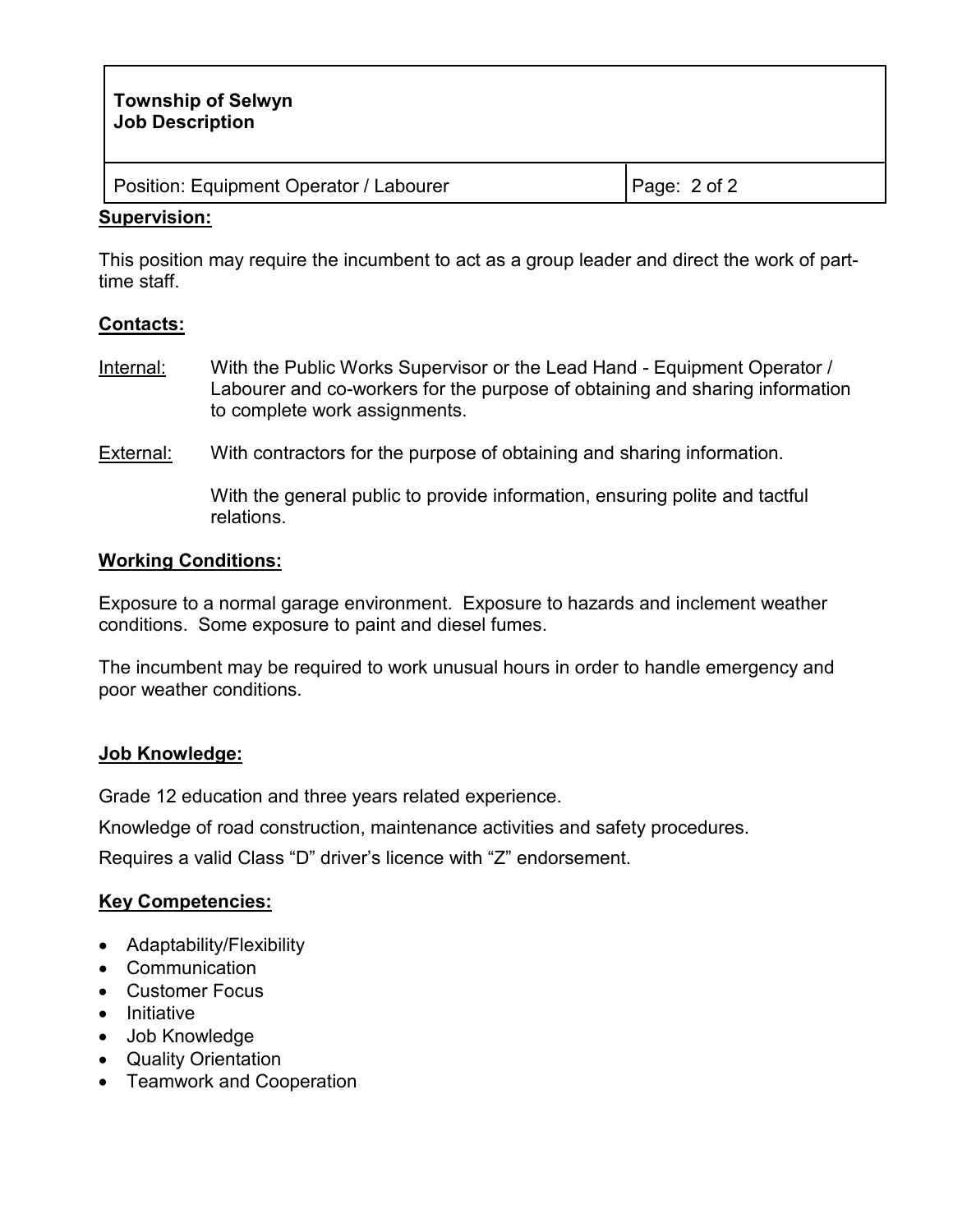**Township of Selwyn**
**Job Description**

| Position: Equipment Operator / Labourer | |
|---|---|

## Supervision:

This position may require the incumbent to act as a group leader and direct the work of part-time staff.

## Contacts:

Internal: With the Public Works Supervisor or the Lead Hand - Equipment Operator / Labourer and co-workers for the purpose of obtaining and sharing information to complete work assignments.

External: With contractors for the purpose of obtaining and sharing information.

With the general public to provide information, ensuring polite and tactful relations.

## Working Conditions:

Exposure to a normal garage environment. Exposure to hazards and inclement weather conditions. Some exposure to paint and diesel fumes.

The incumbent may be required to work unusual hours in order to handle emergency and poor weather conditions.

## Job Knowledge:

Grade 12 education and three years related experience.

Knowledge of road construction, maintenance activities and safety procedures.

Requires a valid Class "D" driver's licence with "Z" endorsement.

## Key Competencies:

- Adaptability/Flexibility
- Communication
- Customer Focus
- Initiative
- Job Knowledge
- Quality Orientation
- Teamwork and Cooperation